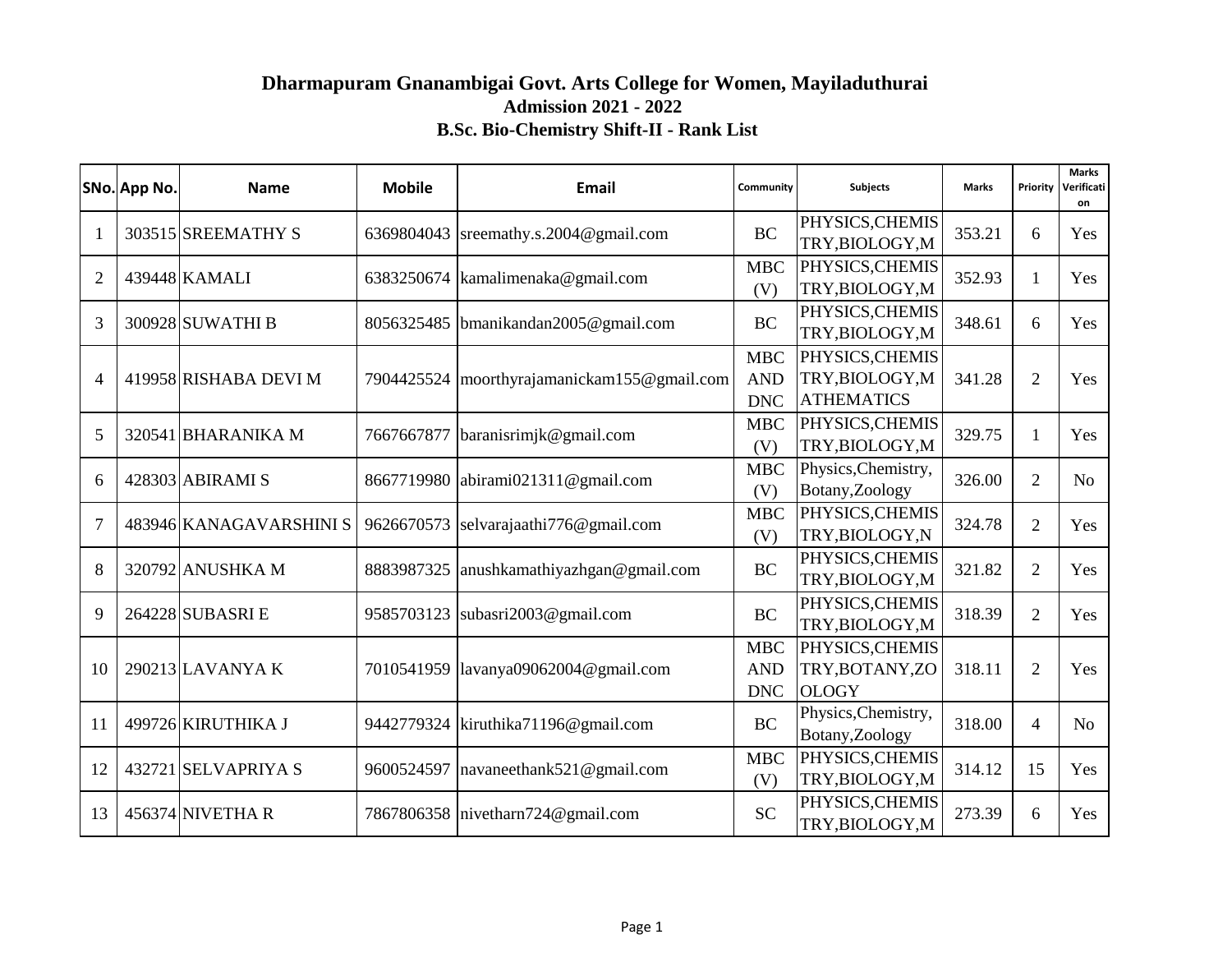# Dharmapuram Gnanambigai Govt. Arts College for Women, Mayiladuthurai

## Admission 2021 - 2022

## B.Sc. Bio-Chemistry Shift-II - Rank List

| SNo. | App No. | Name | Mobile | Email | Community | Subjects | Marks | Priority | Marks Verification |
|---|---|---|---|---|---|---|---|---|---|
| 1 | 303515 | SREEMATHY S | 6369804043 | sreemathy.s.2004@gmail.com | BC | PHYSICS,CHEMISTRY,BIOLOGY,M | 353.21 | 6 | Yes |
| 2 | 439448 | KAMALI | 6383250674 | kamalimenaka@gmail.com | MBC (V) | PHYSICS,CHEMISTRY,BIOLOGY,M | 352.93 | 1 | Yes |
| 3 | 300928 | SUWATHI B | 8056325485 | bmanikandan2005@gmail.com | BC | PHYSICS,CHEMISTRY,BIOLOGY,M | 348.61 | 6 | Yes |
| 4 | 419958 | RISHABA DEVI M | 7904425524 | moorthyrajamanickam155@gmail.com | MBC AND DNC | PHYSICS,CHEMISTRY,BIOLOGY,MATHEMATICS | 341.28 | 2 | Yes |
| 5 | 320541 | BHARANIKA M | 7667667877 | baranisrimjk@gmail.com | MBC (V) | PHYSICS,CHEMISTRY,BIOLOGY,M | 329.75 | 1 | Yes |
| 6 | 428303 | ABIRAMI S | 8667719980 | abirami021311@gmail.com | MBC (V) | Physics,Chemistry, Botany,Zoology | 326.00 | 2 | No |
| 7 | 483946 | KANAGAVARSHINI S | 9626670573 | selvarajaathi776@gmail.com | MBC (V) | PHYSICS,CHEMISTRY,BIOLOGY,N | 324.78 | 2 | Yes |
| 8 | 320792 | ANUSHKA M | 8883987325 | anushkamathiyazhgan@gmail.com | BC | PHYSICS,CHEMISTRY,BIOLOGY,M | 321.82 | 2 | Yes |
| 9 | 264228 | SUBASRI E | 9585703123 | subasri2003@gmail.com | BC | PHYSICS,CHEMISTRY,BIOLOGY,M | 318.39 | 2 | Yes |
| 10 | 290213 | LAVANYA K | 7010541959 | lavanya09062004@gmail.com | MBC AND DNC | PHYSICS,CHEMISTRY,BOTANY,ZOOLOGY | 318.11 | 2 | Yes |
| 11 | 499726 | KIRUTHIKA J | 9442779324 | kiruthika71196@gmail.com | BC | Physics,Chemistry, Botany,Zoology | 318.00 | 4 | No |
| 12 | 432721 | SELVAPRIYA S | 9600524597 | navaneethank521@gmail.com | MBC (V) | PHYSICS,CHEMISTRY,BIOLOGY,M | 314.12 | 15 | Yes |
| 13 | 456374 | NIVETHA R | 7867806358 | nivetharn724@gmail.com | SC | PHYSICS,CHEMISTRY,BIOLOGY,M | 273.39 | 6 | Yes |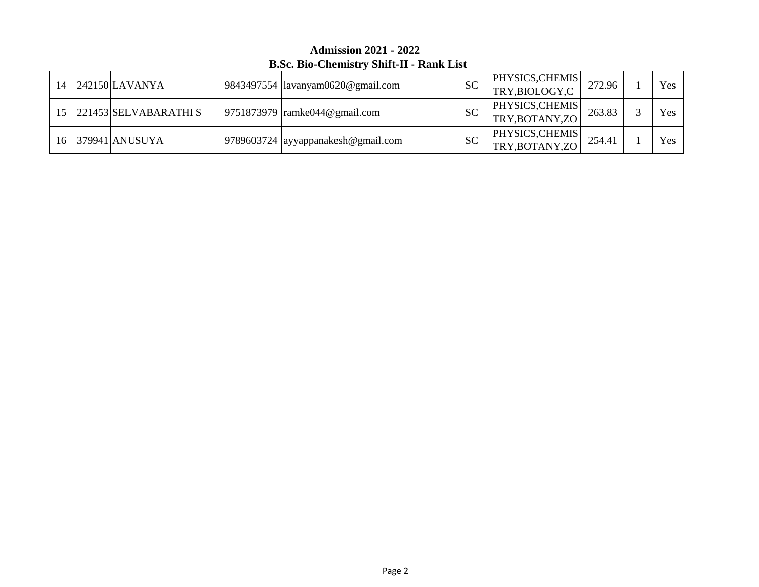**Admission 2021 - 2022**
**B.Sc. Bio-Chemistry Shift-II - Rank List**

| | | | | | | | | | |
|---|---|---|---|---|---|---|---|---|---|
| 14 | 242150 | LAVANYA | 9843497554 | lavanyam0620@gmail.com | SC | PHYSICS,CHEMISTRY,BIOLOGY,C | 272.96 | 1 | Yes |
| 15 | 221453 | SELVABARATHI S | 9751873979 | ramke044@gmail.com | SC | PHYSICS,CHEMISTRY,BOTANY,ZO | 263.83 | 3 | Yes |
| 16 | 379941 | ANUSUYA | 9789603724 | ayyappanakesh@gmail.com | SC | PHYSICS,CHEMISTRY,BOTANY,ZO | 254.41 | 1 | Yes |